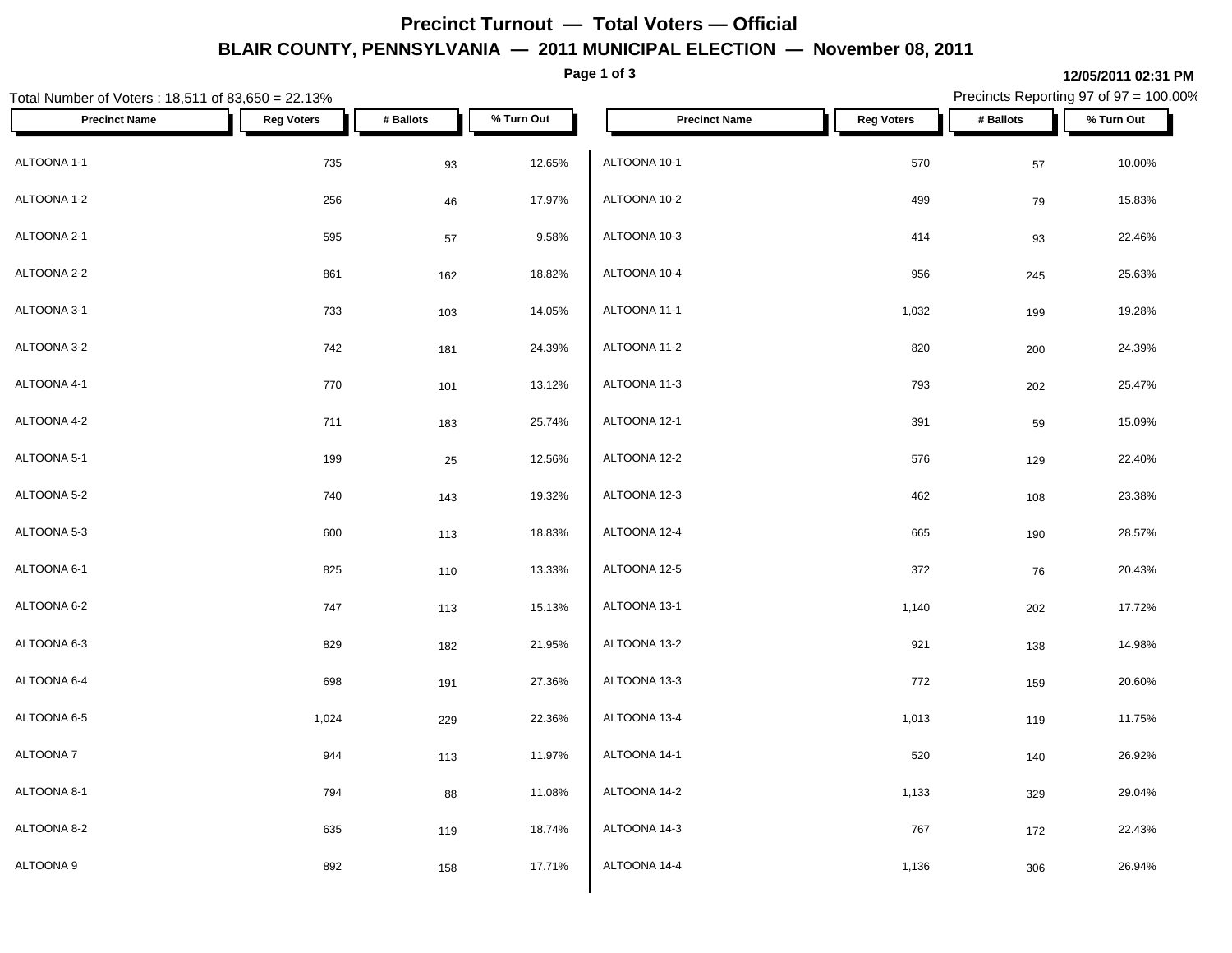# Precinct Turnout — Total Voters — Official

## BLAIR COUNTY, PENNSYLVANIA — 2011 MUNICIPAL ELECTION — November 08, 2011

12/05/2011 02:31 PM

Total Number of Voters : 18,511 of 83,650 = 22.13%

Precincts Reporting 97 of 97 = 100.00%

| Precinct Name | Reg Voters | # Ballots | % Turn Out |
|---|---|---|---|
| ALTOONA 1-1 | 735 | 93 | 12.65% |
| ALTOONA 1-2 | 256 | 46 | 17.97% |
| ALTOONA 2-1 | 595 | 57 | 9.58% |
| ALTOONA 2-2 | 861 | 162 | 18.82% |
| ALTOONA 3-1 | 733 | 103 | 14.05% |
| ALTOONA 3-2 | 742 | 181 | 24.39% |
| ALTOONA 4-1 | 770 | 101 | 13.12% |
| ALTOONA 4-2 | 711 | 183 | 25.74% |
| ALTOONA 5-1 | 199 | 25 | 12.56% |
| ALTOONA 5-2 | 740 | 143 | 19.32% |
| ALTOONA 5-3 | 600 | 113 | 18.83% |
| ALTOONA 6-1 | 825 | 110 | 13.33% |
| ALTOONA 6-2 | 747 | 113 | 15.13% |
| ALTOONA 6-3 | 829 | 182 | 21.95% |
| ALTOONA 6-4 | 698 | 191 | 27.36% |
| ALTOONA 6-5 | 1,024 | 229 | 22.36% |
| ALTOONA 7 | 944 | 113 | 11.97% |
| ALTOONA 8-1 | 794 | 88 | 11.08% |
| ALTOONA 8-2 | 635 | 119 | 18.74% |
| ALTOONA 9 | 892 | 158 | 17.71% |
| ALTOONA 10-1 | 570 | 57 | 10.00% |
| ALTOONA 10-2 | 499 | 79 | 15.83% |
| ALTOONA 10-3 | 414 | 93 | 22.46% |
| ALTOONA 10-4 | 956 | 245 | 25.63% |
| ALTOONA 11-1 | 1,032 | 199 | 19.28% |
| ALTOONA 11-2 | 820 | 200 | 24.39% |
| ALTOONA 11-3 | 793 | 202 | 25.47% |
| ALTOONA 12-1 | 391 | 59 | 15.09% |
| ALTOONA 12-2 | 576 | 129 | 22.40% |
| ALTOONA 12-3 | 462 | 108 | 23.38% |
| ALTOONA 12-4 | 665 | 190 | 28.57% |
| ALTOONA 12-5 | 372 | 76 | 20.43% |
| ALTOONA 13-1 | 1,140 | 202 | 17.72% |
| ALTOONA 13-2 | 921 | 138 | 14.98% |
| ALTOONA 13-3 | 772 | 159 | 20.60% |
| ALTOONA 13-4 | 1,013 | 119 | 11.75% |
| ALTOONA 14-1 | 520 | 140 | 26.92% |
| ALTOONA 14-2 | 1,133 | 329 | 29.04% |
| ALTOONA 14-3 | 767 | 172 | 22.43% |
| ALTOONA 14-4 | 1,136 | 306 | 26.94% |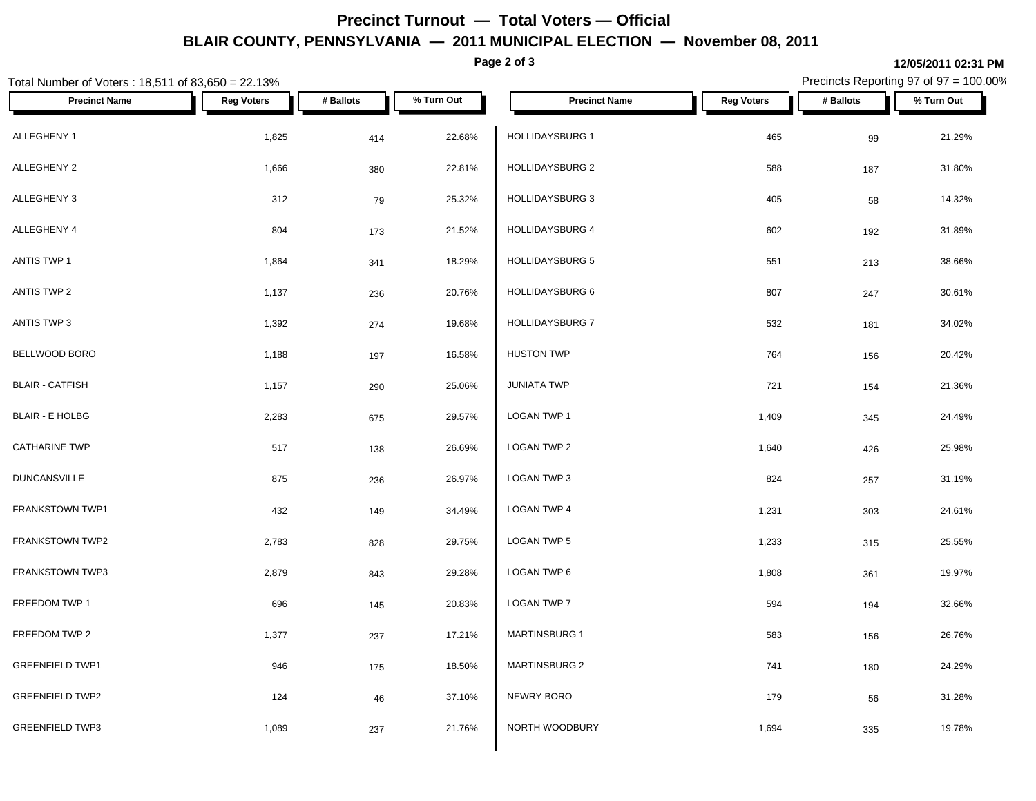# Precinct Turnout — Total Voters — Official

## BLAIR COUNTY, PENNSYLVANIA — 2011 MUNICIPAL ELECTION — November 08, 2011

12/05/2011 02:31 PM

Total Number of Voters : 18,511 of 83,650 = 22.13%

Precincts Reporting 97 of 97 = 100.00%

| Precinct Name | Reg Voters | # Ballots | % Turn Out |
|---|---|---|---|
| ALLEGHENY 1 | 1,825 | 414 | 22.68% |
| ALLEGHENY 2 | 1,666 | 380 | 22.81% |
| ALLEGHENY 3 | 312 | 79 | 25.32% |
| ALLEGHENY 4 | 804 | 173 | 21.52% |
| ANTIS TWP 1 | 1,864 | 341 | 18.29% |
| ANTIS TWP 2 | 1,137 | 236 | 20.76% |
| ANTIS TWP 3 | 1,392 | 274 | 19.68% |
| BELLWOOD BORO | 1,188 | 197 | 16.58% |
| BLAIR - CATFISH | 1,157 | 290 | 25.06% |
| BLAIR - E HOLBG | 2,283 | 675 | 29.57% |
| CATHARINE TWP | 517 | 138 | 26.69% |
| DUNCANSVILLE | 875 | 236 | 26.97% |
| FRANKSTOWN TWP1 | 432 | 149 | 34.49% |
| FRANKSTOWN TWP2 | 2,783 | 828 | 29.75% |
| FRANKSTOWN TWP3 | 2,879 | 843 | 29.28% |
| FREEDOM TWP 1 | 696 | 145 | 20.83% |
| FREEDOM TWP 2 | 1,377 | 237 | 17.21% |
| GREENFIELD TWP1 | 946 | 175 | 18.50% |
| GREENFIELD TWP2 | 124 | 46 | 37.10% |
| GREENFIELD TWP3 | 1,089 | 237 | 21.76% |
| HOLLIDAYSBURG 1 | 465 | 99 | 21.29% |
| HOLLIDAYSBURG 2 | 588 | 187 | 31.80% |
| HOLLIDAYSBURG 3 | 405 | 58 | 14.32% |
| HOLLIDAYSBURG 4 | 602 | 192 | 31.89% |
| HOLLIDAYSBURG 5 | 551 | 213 | 38.66% |
| HOLLIDAYSBURG 6 | 807 | 247 | 30.61% |
| HOLLIDAYSBURG 7 | 532 | 181 | 34.02% |
| HUSTON TWP | 764 | 156 | 20.42% |
| JUNIATA TWP | 721 | 154 | 21.36% |
| LOGAN TWP 1 | 1,409 | 345 | 24.49% |
| LOGAN TWP 2 | 1,640 | 426 | 25.98% |
| LOGAN TWP 3 | 824 | 257 | 31.19% |
| LOGAN TWP 4 | 1,231 | 303 | 24.61% |
| LOGAN TWP 5 | 1,233 | 315 | 25.55% |
| LOGAN TWP 6 | 1,808 | 361 | 19.97% |
| LOGAN TWP 7 | 594 | 194 | 32.66% |
| MARTINSBURG 1 | 583 | 156 | 26.76% |
| MARTINSBURG 2 | 741 | 180 | 24.29% |
| NEWRY BORO | 179 | 56 | 31.28% |
| NORTH WOODBURY | 1,694 | 335 | 19.78% |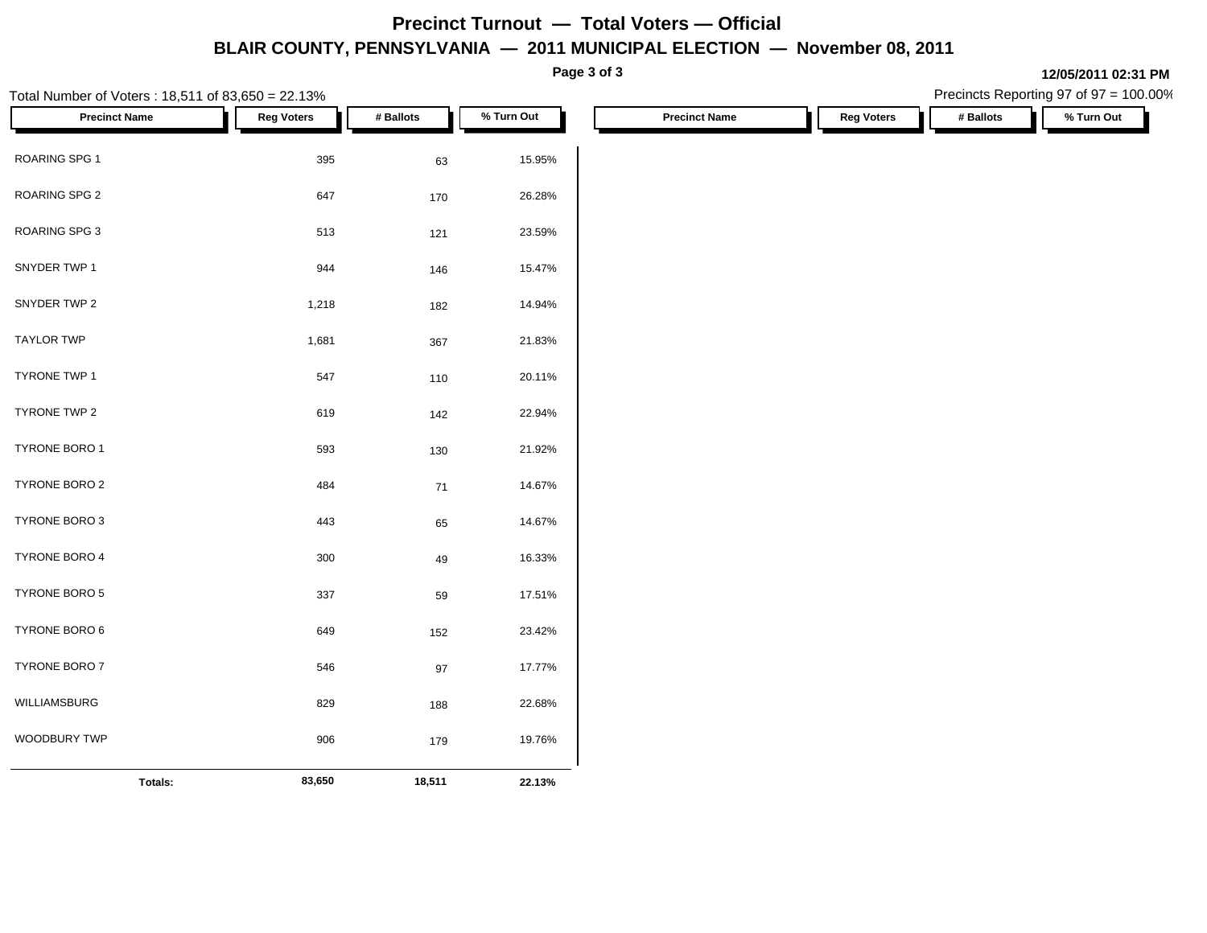# Precinct Turnout — Total Voters — Official

## BLAIR COUNTY, PENNSYLVANIA — 2011 MUNICIPAL ELECTION — November 08, 2011

12/05/2011 02:31 PM

Total Number of Voters : 18,511 of 83,650 = 22.13%

Precincts Reporting 97 of 97 = 100.00%

| Precinct Name | Reg Voters | # Ballots | % Turn Out |
|---|---|---|---|
| ROARING SPG 1 | 395 | 63 | 15.95% |
| ROARING SPG 2 | 647 | 170 | 26.28% |
| ROARING SPG 3 | 513 | 121 | 23.59% |
| SNYDER TWP 1 | 944 | 146 | 15.47% |
| SNYDER TWP 2 | 1,218 | 182 | 14.94% |
| TAYLOR TWP | 1,681 | 367 | 21.83% |
| TYRONE TWP 1 | 547 | 110 | 20.11% |
| TYRONE TWP 2 | 619 | 142 | 22.94% |
| TYRONE BORO 1 | 593 | 130 | 21.92% |
| TYRONE BORO 2 | 484 | 71 | 14.67% |
| TYRONE BORO 3 | 443 | 65 | 14.67% |
| TYRONE BORO 4 | 300 | 49 | 16.33% |
| TYRONE BORO 5 | 337 | 59 | 17.51% |
| TYRONE BORO 6 | 649 | 152 | 23.42% |
| TYRONE BORO 7 | 546 | 97 | 17.77% |
| WILLIAMSBURG | 829 | 188 | 22.68% |
| WOODBURY TWP | 906 | 179 | 19.76% |
| **Totals:** | **83,650** | **18,511** | **22.13%** |